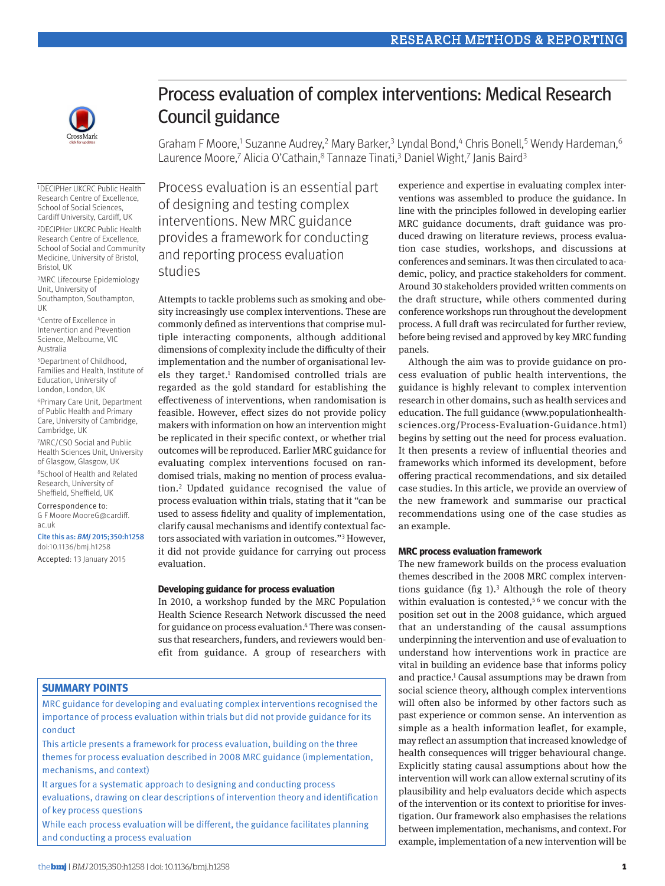# Process evaluation of complex interventions: Medical Research Council guidance

Graham F Moore,[1] Suzanne Audrey,[2] Mary Barker,[3] Lyndal Bond,[4] Chris Bonell,[5] Wendy Hardeman,[6] Laurence Moore,[7] Alicia O'Cathain,[8] Tannaze Tinati,[3] Daniel Wight,[7] Janis Baird[3]

[1]DECIPHer UKCRC Public Health Research Centre of Excellence, School of Social Sciences, Cardiff University, Cardiff, UK

[2]DECIPHer UKCRC Public Health Research Centre of Excellence, School of Social and Community Medicine, University of Bristol, Bristol, UK

[3]MRC Lifecourse Epidemiology Unit, University of Southampton, Southampton, UK

[4]Centre of Excellence in Intervention and Prevention Science, Melbourne, VIC Australia

[5]Department of Childhood, Families and Health, Institute of Education, University of London, London, UK

[6]Primary Care Unit, Department of Public Health and Primary Care, University of Cambridge, Cambridge, UK

[7]MRC/CSO Social and Public Health Sciences Unit, University of Glasgow, Glasgow, UK

[8]School of Health and Related Research, University of Sheffield, Sheffield, UK

Correspondence to: G F Moore MooreG@cardiff.ac.uk

Cite this as: *BMJ* 2015;350:h1258
doi:10.1136/bmj.h1258

Accepted: 13 January 2015

Process evaluation is an essential part of designing and testing complex interventions. New MRC guidance provides a framework for conducting and reporting process evaluation studies

Attempts to tackle problems such as smoking and obesity increasingly use complex interventions. These are commonly defined as interventions that comprise multiple interacting components, although additional dimensions of complexity include the difficulty of their implementation and the number of organisational levels they target.[1] Randomised controlled trials are regarded as the gold standard for establishing the effectiveness of interventions, when randomisation is feasible. However, effect sizes do not provide policy makers with information on how an intervention might be replicated in their specific context, or whether trial outcomes will be reproduced. Earlier MRC guidance for evaluating complex interventions focused on randomised trials, making no mention of process evaluation.[2] Updated guidance recognised the value of process evaluation within trials, stating that it "can be used to assess fidelity and quality of implementation, clarify causal mechanisms and identify contextual factors associated with variation in outcomes."[3] However, it did not provide guidance for carrying out process evaluation.

### Developing guidance for process evaluation

In 2010, a workshop funded by the MRC Population Health Science Research Network discussed the need for guidance on process evaluation.[4] There was consensus that researchers, funders, and reviewers would benefit from guidance. A group of researchers with experience and expertise in evaluating complex interventions was assembled to produce the guidance. In line with the principles followed in developing earlier MRC guidance documents, draft guidance was produced drawing on literature reviews, process evaluation case studies, workshops, and discussions at conferences and seminars. It was then circulated to academic, policy, and practice stakeholders for comment. Around 30 stakeholders provided written comments on the draft structure, while others commented during conference workshops run throughout the development process. A full draft was recirculated for further review, before being revised and approved by key MRC funding panels.

Although the aim was to provide guidance on process evaluation of public health interventions, the guidance is highly relevant to complex intervention research in other domains, such as health services and education. The full guidance (www.populationhealthsciences.org/Process-Evaluation-Guidance.html) begins by setting out the need for process evaluation. It then presents a review of influential theories and frameworks which informed its development, before offering practical recommendations, and six detailed case studies. In this article, we provide an overview of the new framework and summarise our practical recommendations using one of the case studies as an example.

### MRC process evaluation framework

The new framework builds on the process evaluation themes described in the 2008 MRC complex interventions guidance (fig 1).[3] Although the role of theory within evaluation is contested,[5,6] we concur with the position set out in the 2008 guidance, which argued that an understanding of the causal assumptions underpinning the intervention and use of evaluation to understand how interventions work in practice are vital in building an evidence base that informs policy and practice.[1] Causal assumptions may be drawn from social science theory, although complex interventions will often also be informed by other factors such as past experience or common sense. An intervention as simple as a health information leaflet, for example, may reflect an assumption that increased knowledge of health consequences will trigger behavioural change. Explicitly stating causal assumptions about how the intervention will work can allow external scrutiny of its plausibility and help evaluators decide which aspects of the intervention or its context to prioritise for investigation. Our framework also emphasises the relations between implementation, mechanisms, and context. For example, implementation of a new intervention will be

### SUMMARY POINTS

- MRC guidance for developing and evaluating complex interventions recognised the importance of process evaluation within trials but did not provide guidance for its conduct
- This article presents a framework for process evaluation, building on the three themes for process evaluation described in 2008 MRC guidance (implementation, mechanisms, and context)
- It argues for a systematic approach to designing and conducting process evaluations, drawing on clear descriptions of intervention theory and identification of key process questions
- While each process evaluation will be different, the guidance facilitates planning and conducting a process evaluation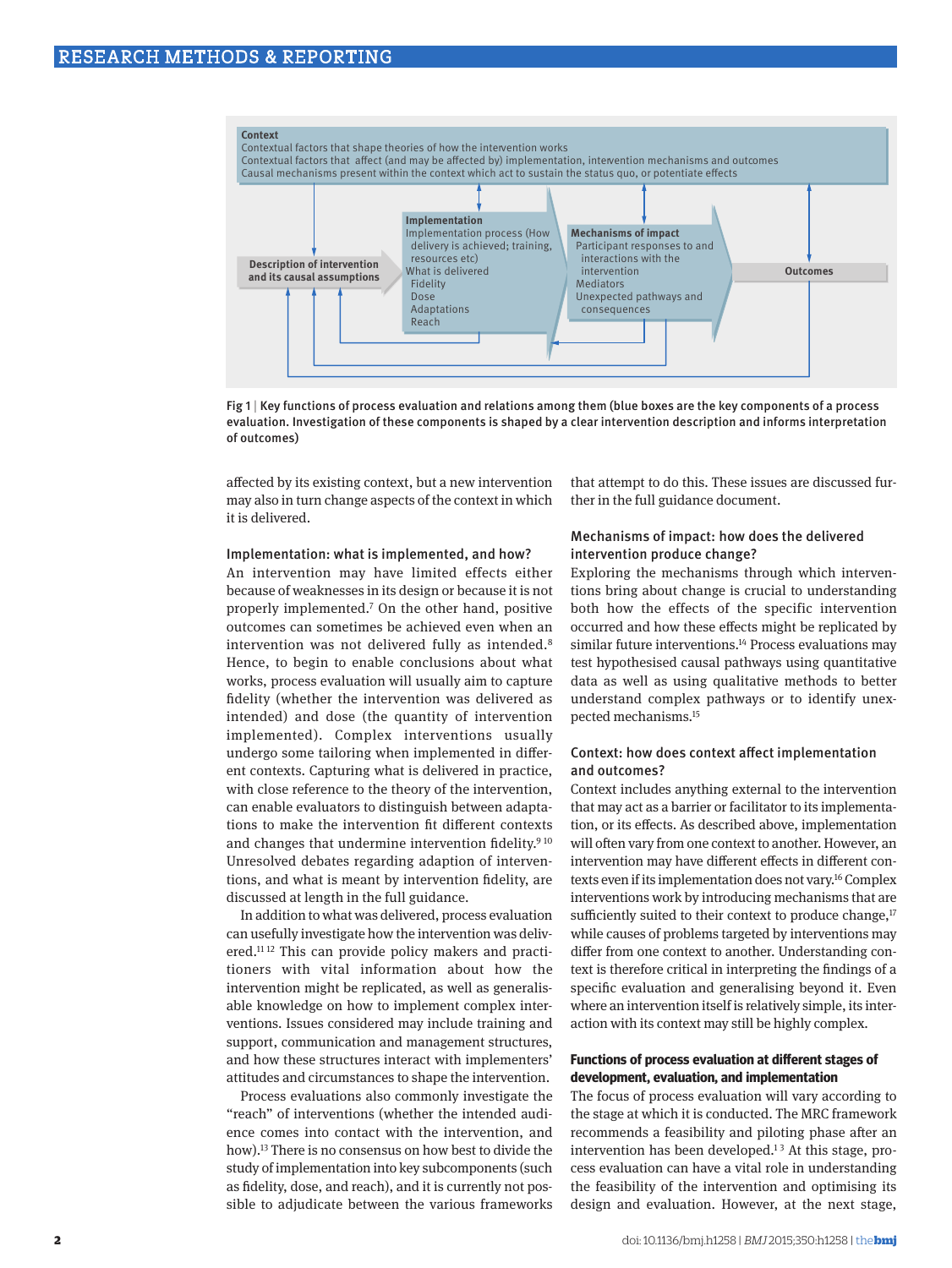Context
Contextual factors that shape theories of how the intervention works
Contextual factors that affect (and may be affected by) implementation, intervention mechanisms and outcomes
Causal mechanisms present within the context which act to sustain the status quo, or potentiate effects

Description of intervention and its causal assumptions

Implementation
Implementation process (How delivery is achieved; training, resources etc)
What is delivered
Fidelity
Dose
Adaptations
Reach

Mechanisms of impact
Participant responses to and interactions with the intervention
Mediators
Unexpected pathways and consequences

Outcomes

Fig 1 | Key functions of process evaluation and relations among them (blue boxes are the key components of a process evaluation. Investigation of these components is shaped by a clear intervention description and informs interpretation of outcomes)

affected by its existing context, but a new intervention may also in turn change aspects of the context in which it is delivered.

### Implementation: what is implemented, and how?

An intervention may have limited effects either because of weaknesses in its design or because it is not properly implemented.[7] On the other hand, positive outcomes can sometimes be achieved even when an intervention was not delivered fully as intended.[8] Hence, to begin to enable conclusions about what works, process evaluation will usually aim to capture fidelity (whether the intervention was delivered as intended) and dose (the quantity of intervention implemented). Complex interventions usually undergo some tailoring when implemented in different contexts. Capturing what is delivered in practice, with close reference to the theory of the intervention, can enable evaluators to distinguish between adaptations to make the intervention fit different contexts and changes that undermine intervention fidelity.[9,10] Unresolved debates regarding adaption of interventions, and what is meant by intervention fidelity, are discussed at length in the full guidance.

In addition to what was delivered, process evaluation can usefully investigate how the intervention was delivered.[11,12] This can provide policy makers and practitioners with vital information about how the intervention might be replicated, as well as generalisable knowledge on how to implement complex interventions. Issues considered may include training and support, communication and management structures, and how these structures interact with implementers' attitudes and circumstances to shape the intervention.

Process evaluations also commonly investigate the "reach" of interventions (whether the intended audience comes into contact with the intervention, and how).[13] There is no consensus on how best to divide the study of implementation into key subcomponents (such as fidelity, dose, and reach), and it is currently not possible to adjudicate between the various frameworks that attempt to do this. These issues are discussed further in the full guidance document.

### Mechanisms of impact: how does the delivered intervention produce change?

Exploring the mechanisms through which interventions bring about change is crucial to understanding both how the effects of the specific intervention occurred and how these effects might be replicated by similar future interventions.[14] Process evaluations may test hypothesised causal pathways using quantitative data as well as using qualitative methods to better understand complex pathways or to identify unexpected mechanisms.[15]

### Context: how does context affect implementation and outcomes?

Context includes anything external to the intervention that may act as a barrier or facilitator to its implementation, or its effects. As described above, implementation will often vary from one context to another. However, an intervention may have different effects in different contexts even if its implementation does not vary.[16] Complex interventions work by introducing mechanisms that are sufficiently suited to their context to produce change,[17] while causes of problems targeted by interventions may differ from one context to another. Understanding context is therefore critical in interpreting the findings of a specific evaluation and generalising beyond it. Even where an intervention itself is relatively simple, its interaction with its context may still be highly complex.

## Functions of process evaluation at different stages of development, evaluation, and implementation

The focus of process evaluation will vary according to the stage at which it is conducted. The MRC framework recommends a feasibility and piloting phase after an intervention has been developed.[1,3] At this stage, process evaluation can have a vital role in understanding the feasibility of the intervention and optimising its design and evaluation. However, at the next stage,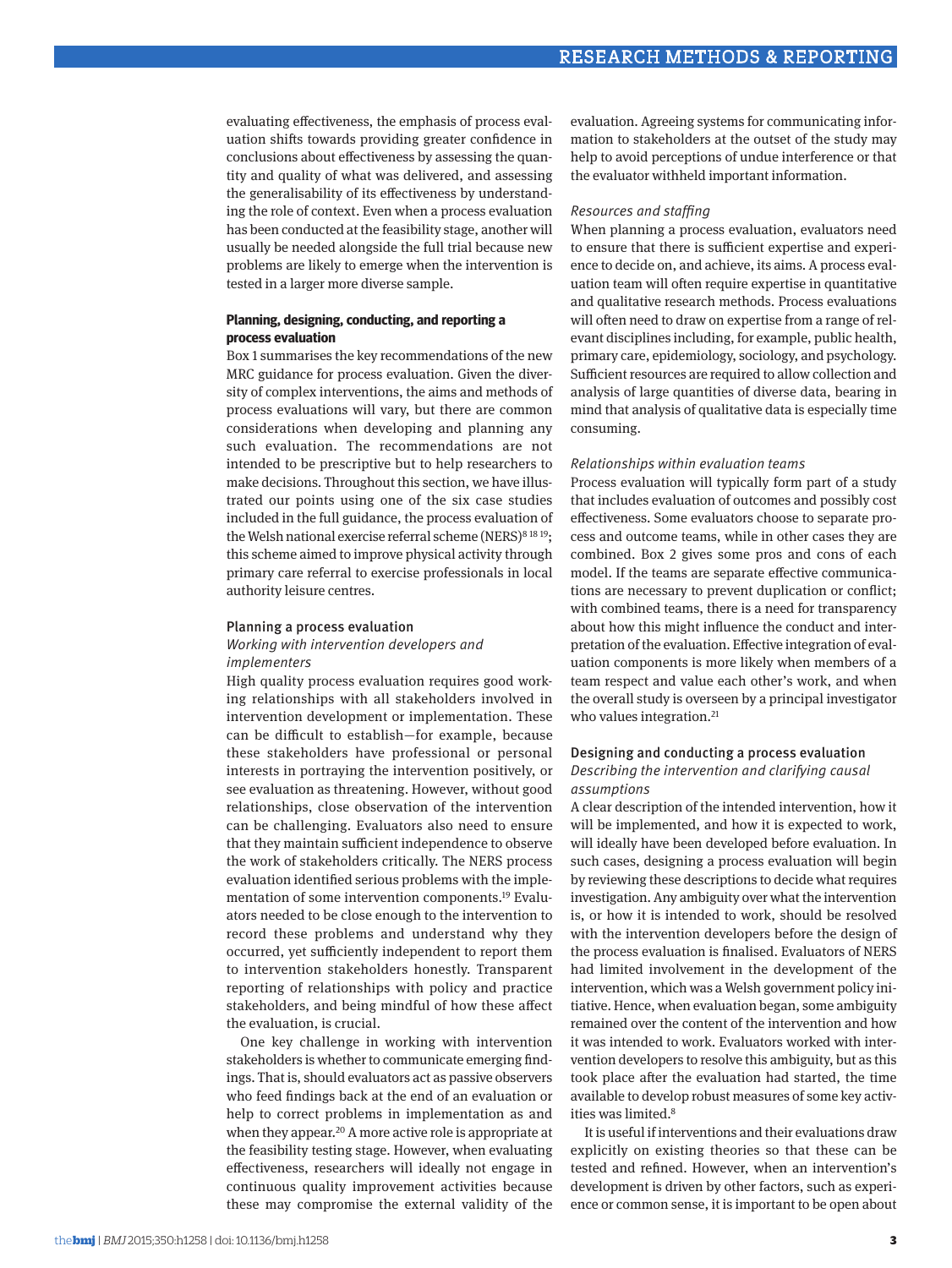evaluating effectiveness, the emphasis of process evaluation shifts towards providing greater confidence in conclusions about effectiveness by assessing the quantity and quality of what was delivered, and assessing the generalisability of its effectiveness by understanding the role of context. Even when a process evaluation has been conducted at the feasibility stage, another will usually be needed alongside the full trial because new problems are likely to emerge when the intervention is tested in a larger more diverse sample.

## Planning, designing, conducting, and reporting a process evaluation

Box 1 summarises the key recommendations of the new MRC guidance for process evaluation. Given the diversity of complex interventions, the aims and methods of process evaluations will vary, but there are common considerations when developing and planning any such evaluation. The recommendations are not intended to be prescriptive but to help researchers to make decisions. Throughout this section, we have illustrated our points using one of the six case studies included in the full guidance, the process evaluation of the Welsh national exercise referral scheme (NERS)[8 18 19]; this scheme aimed to improve physical activity through primary care referral to exercise professionals in local authority leisure centres.

### Planning a process evaluation

#### *Working with intervention developers and implementers*

High quality process evaluation requires good working relationships with all stakeholders involved in intervention development or implementation. These can be difficult to establish—for example, because these stakeholders have professional or personal interests in portraying the intervention positively, or see evaluation as threatening. However, without good relationships, close observation of the intervention can be challenging. Evaluators also need to ensure that they maintain sufficient independence to observe the work of stakeholders critically. The NERS process evaluation identified serious problems with the implementation of some intervention components.[19] Evaluators needed to be close enough to the intervention to record these problems and understand why they occurred, yet sufficiently independent to report them to intervention stakeholders honestly. Transparent reporting of relationships with policy and practice stakeholders, and being mindful of how these affect the evaluation, is crucial.

One key challenge in working with intervention stakeholders is whether to communicate emerging findings. That is, should evaluators act as passive observers who feed findings back at the end of an evaluation or help to correct problems in implementation as and when they appear.[20] A more active role is appropriate at the feasibility testing stage. However, when evaluating effectiveness, researchers will ideally not engage in continuous quality improvement activities because these may compromise the external validity of the evaluation. Agreeing systems for communicating information to stakeholders at the outset of the study may help to avoid perceptions of undue interference or that the evaluator withheld important information.

#### *Resources and staffing*

When planning a process evaluation, evaluators need to ensure that there is sufficient expertise and experience to decide on, and achieve, its aims. A process evaluation team will often require expertise in quantitative and qualitative research methods. Process evaluations will often need to draw on expertise from a range of relevant disciplines including, for example, public health, primary care, epidemiology, sociology, and psychology. Sufficient resources are required to allow collection and analysis of large quantities of diverse data, bearing in mind that analysis of qualitative data is especially time consuming.

#### *Relationships within evaluation teams*

Process evaluation will typically form part of a study that includes evaluation of outcomes and possibly cost effectiveness. Some evaluators choose to separate process and outcome teams, while in other cases they are combined. Box 2 gives some pros and cons of each model. If the teams are separate effective communications are necessary to prevent duplication or conflict; with combined teams, there is a need for transparency about how this might influence the conduct and interpretation of the evaluation. Effective integration of evaluation components is more likely when members of a team respect and value each other's work, and when the overall study is overseen by a principal investigator who values integration.[21]

### Designing and conducting a process evaluation

#### *Describing the intervention and clarifying causal assumptions*

A clear description of the intended intervention, how it will be implemented, and how it is expected to work, will ideally have been developed before evaluation. In such cases, designing a process evaluation will begin by reviewing these descriptions to decide what requires investigation. Any ambiguity over what the intervention is, or how it is intended to work, should be resolved with the intervention developers before the design of the process evaluation is finalised. Evaluators of NERS had limited involvement in the development of the intervention, which was a Welsh government policy initiative. Hence, when evaluation began, some ambiguity remained over the content of the intervention and how it was intended to work. Evaluators worked with intervention developers to resolve this ambiguity, but as this took place after the evaluation had started, the time available to develop robust measures of some key activities was limited.[8]

It is useful if interventions and their evaluations draw explicitly on existing theories so that these can be tested and refined. However, when an intervention's development is driven by other factors, such as experience or common sense, it is important to be open about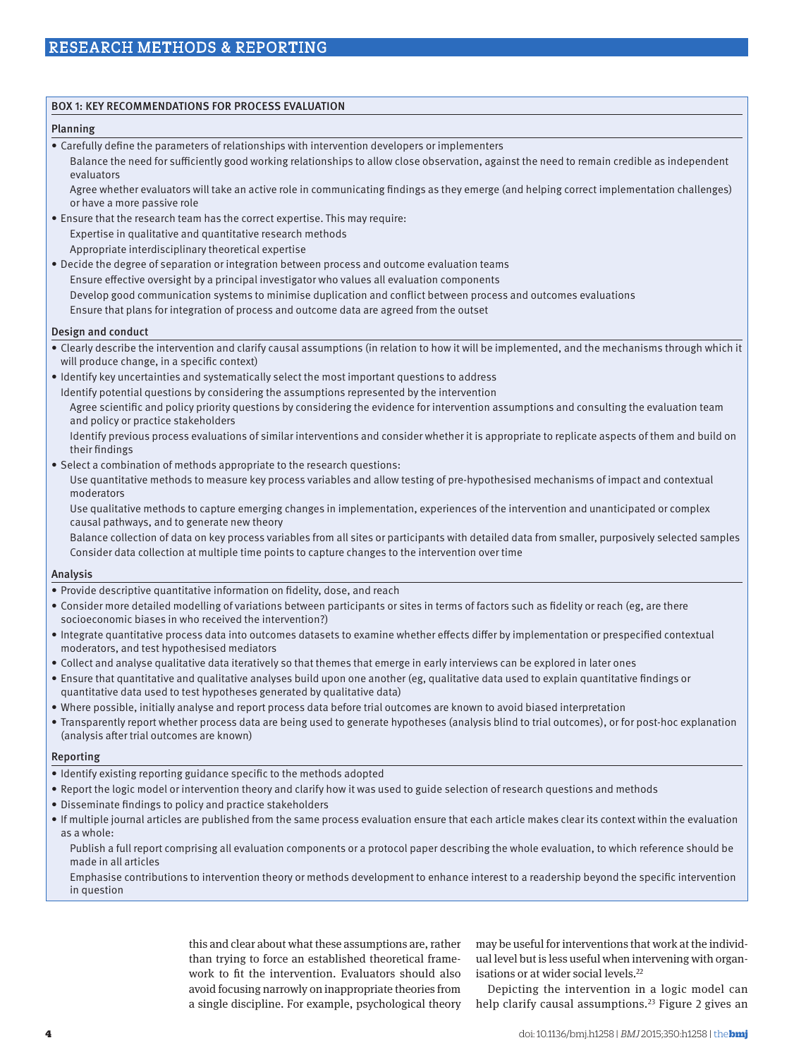### BOX 1: KEY RECOMMENDATIONS FOR PROCESS EVALUATION

#### Planning

- Carefully define the parameters of relationships with intervention developers or implementers
  - Balance the need for sufficiently good working relationships to allow close observation, against the need to remain credible as independent evaluators
  - Agree whether evaluators will take an active role in communicating findings as they emerge (and helping correct implementation challenges) or have a more passive role
- Ensure that the research team has the correct expertise. This may require:
  - Expertise in qualitative and quantitative research methods
  - Appropriate interdisciplinary theoretical expertise
- Decide the degree of separation or integration between process and outcome evaluation teams
  - Ensure effective oversight by a principal investigator who values all evaluation components
  - Develop good communication systems to minimise duplication and conflict between process and outcomes evaluations
  - Ensure that plans for integration of process and outcome data are agreed from the outset

#### Design and conduct

- Clearly describe the intervention and clarify causal assumptions (in relation to how it will be implemented, and the mechanisms through which it will produce change, in a specific context)
- Identify key uncertainties and systematically select the most important questions to address
  - Identify potential questions by considering the assumptions represented by the intervention
  - Agree scientific and policy priority questions by considering the evidence for intervention assumptions and consulting the evaluation team and policy or practice stakeholders
  - Identify previous process evaluations of similar interventions and consider whether it is appropriate to replicate aspects of them and build on their findings
- Select a combination of methods appropriate to the research questions:
  - Use quantitative methods to measure key process variables and allow testing of pre-hypothesised mechanisms of impact and contextual moderators
  - Use qualitative methods to capture emerging changes in implementation, experiences of the intervention and unanticipated or complex causal pathways, and to generate new theory
  - Balance collection of data on key process variables from all sites or participants with detailed data from smaller, purposively selected samples
  - Consider data collection at multiple time points to capture changes to the intervention over time

#### Analysis

- Provide descriptive quantitative information on fidelity, dose, and reach
- Consider more detailed modelling of variations between participants or sites in terms of factors such as fidelity or reach (eg, are there socioeconomic biases in who received the intervention?)
- Integrate quantitative process data into outcomes datasets to examine whether effects differ by implementation or prespecified contextual moderators, and test hypothesised mediators
- Collect and analyse qualitative data iteratively so that themes that emerge in early interviews can be explored in later ones
- Ensure that quantitative and qualitative analyses build upon one another (eg, qualitative data used to explain quantitative findings or quantitative data used to test hypotheses generated by qualitative data)
- Where possible, initially analyse and report process data before trial outcomes are known to avoid biased interpretation
- Transparently report whether process data are being used to generate hypotheses (analysis blind to trial outcomes), or for post-hoc explanation (analysis after trial outcomes are known)

#### Reporting

- Identify existing reporting guidance specific to the methods adopted
- Report the logic model or intervention theory and clarify how it was used to guide selection of research questions and methods
- Disseminate findings to policy and practice stakeholders
- If multiple journal articles are published from the same process evaluation ensure that each article makes clear its context within the evaluation as a whole:
  - Publish a full report comprising all evaluation components or a protocol paper describing the whole evaluation, to which reference should be made in all articles
  - Emphasise contributions to intervention theory or methods development to enhance interest to a readership beyond the specific intervention in question

this and clear about what these assumptions are, rather than trying to force an established theoretical framework to fit the intervention. Evaluators should also avoid focusing narrowly on inappropriate theories from a single discipline. For example, psychological theory may be useful for interventions that work at the individual level but is less useful when intervening with organisations or at wider social levels.[22]

Depicting the intervention in a logic model can help clarify causal assumptions.[23] Figure 2 gives an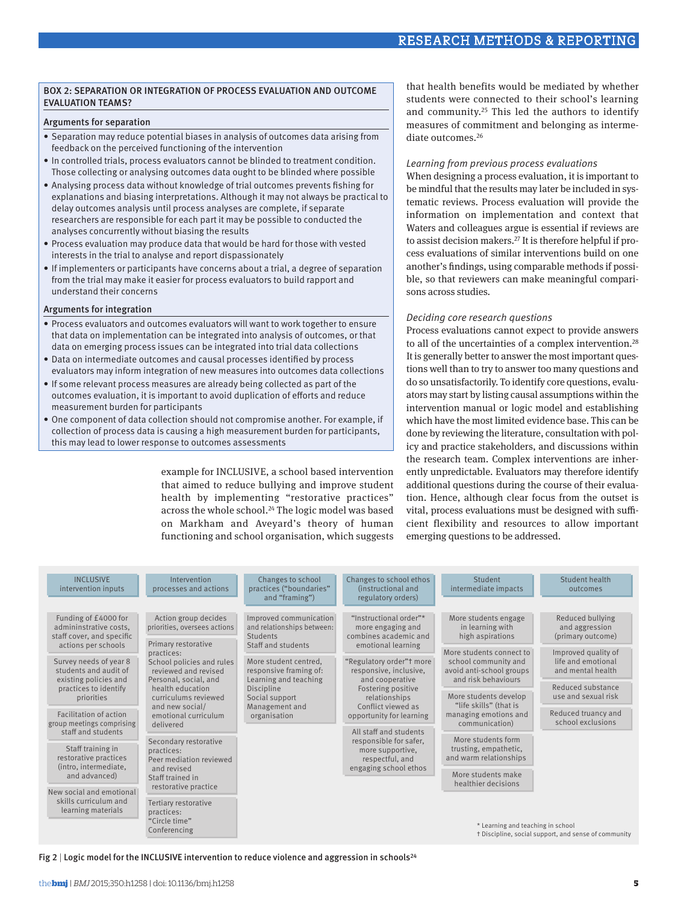### BOX 2: SEPARATION OR INTEGRATION OF PROCESS EVALUATION AND OUTCOME EVALUATION TEAMS?

**Arguments for separation**

- Separation may reduce potential biases in analysis of outcomes data arising from feedback on the perceived functioning of the intervention
- In controlled trials, process evaluators cannot be blinded to treatment condition. Those collecting or analysing outcomes data ought to be blinded where possible
- Analysing process data without knowledge of trial outcomes prevents fishing for explanations and biasing interpretations. Although it may not always be practical to delay outcomes analysis until process analyses are complete, if separate researchers are responsible for each part it may be possible to conducted the analyses concurrently without biasing the results
- Process evaluation may produce data that would be hard for those with vested interests in the trial to analyse and report dispassionately
- If implementers or participants have concerns about a trial, a degree of separation from the trial may make it easier for process evaluators to build rapport and understand their concerns

**Arguments for integration**

- Process evaluators and outcomes evaluators will want to work together to ensure that data on implementation can be integrated into analysis of outcomes, or that data on emerging process issues can be integrated into trial data collections
- Data on intermediate outcomes and causal processes identified by process evaluators may inform integration of new measures into outcomes data collections
- If some relevant process measures are already being collected as part of the outcomes evaluation, it is important to avoid duplication of efforts and reduce measurement burden for participants
- One component of data collection should not compromise another. For example, if collection of process data is causing a high measurement burden for participants, this may lead to lower response to outcomes assessments

example for INCLUSIVE, a school based intervention that aimed to reduce bullying and improve student health by implementing "restorative practices" across the whole school.[24] The logic model was based on Markham and Aveyard's theory of human functioning and school organisation, which suggests that health benefits would be mediated by whether students were connected to their school's learning and community.[25] This led the authors to identify measures of commitment and belonging as intermediate outcomes.[26]

*Learning from previous process evaluations*

When designing a process evaluation, it is important to be mindful that the results may later be included in systematic reviews. Process evaluation will provide the information on implementation and context that Waters and colleagues argue is essential if reviews are to assist decision makers.[27] It is therefore helpful if process evaluations of similar interventions build on one another's findings, using comparable methods if possible, so that reviewers can make meaningful comparisons across studies.

*Deciding core research questions*

Process evaluations cannot expect to provide answers to all of the uncertainties of a complex intervention.[28] It is generally better to answer the most important questions well than to try to answer too many questions and do so unsatisfactorily. To identify core questions, evaluators may start by listing causal assumptions within the intervention manual or logic model and establishing which have the most limited evidence base. This can be done by reviewing the literature, consultation with policy and practice stakeholders, and discussions within the research team. Complex interventions are inherently unpredictable. Evaluators may therefore identify additional questions during the course of their evaluation. Hence, although clear focus from the outset is vital, process evaluations must be designed with sufficient flexibility and resources to allow important emerging questions to be addressed.

| INCLUSIVE intervention inputs | Intervention processes and actions | Changes to school practices ("boundaries" and "framing") | Changes to school ethos (instructional and regulatory orders) | Student intermediate impacts | Student health outcomes |
|---|---|---|---|---|---|
| Funding of £4000 for admininstrative costs, staff cover, and specific actions per schools | Action group decides priorities, oversees actions | Improved communication and relationships between: Students; Staff and students | "Instructional order"* more engaging and combines academic and emotional learning | More students engage in learning with high aspirations | Reduced bullying and aggression (primary outcome) |
| Survey needs of year 8 students and audit of existing policies and practices to identify priorities | Primary restorative practices: School policies and rules reviewed and revised; Personal, social, and health education curriculums reviewed and new social/emotional curriculum delivered | More student centred, responsive framing of: Learning and teaching; Discipline; Social support; Management and organisation | "Regulatory order"† more responsive, inclusive, and cooperative; Fostering positive relationships; Conflict viewed as opportunity for learning | More students connect to school community and avoid anti-school groups and risk behaviours | Improved quality of life and emotional and mental health |
| Facilitation of action group meetings comprising staff and students | Secondary restorative practices: Peer mediation reviewed and revised; Staff trained in restorative practice | | All staff and students responsible for safer, more supportive, respectful, and engaging school ethos | More students develop "life skills" (that is managing emotions and communication) | Reduced substance use and sexual risk |
| Staff training in restorative practices (intro, intermediate, and advanced) | Tertiary restorative practices: "Circle time"; Conferencing | | | More students form trusting, empathetic, and warm relationships | Reduced truancy and school exclusions |
| New social and emotional skills curriculum and learning materials | | | | More students make healthier decisions | |

\* Learning and teaching in school
† Discipline, social support, and sense of community

Fig 2 | **Logic model for the INCLUSIVE intervention to reduce violence and aggression in schools**[24]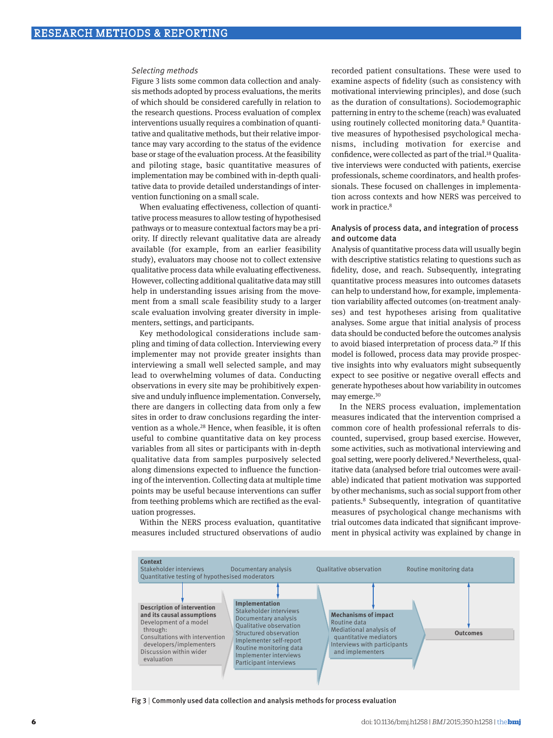*Selecting methods*

Figure 3 lists some common data collection and analysis methods adopted by process evaluations, the merits of which should be considered carefully in relation to the research questions. Process evaluation of complex interventions usually requires a combination of quantitative and qualitative methods, but their relative importance may vary according to the status of the evidence base or stage of the evaluation process. At the feasibility and piloting stage, basic quantitative measures of implementation may be combined with in-depth qualitative data to provide detailed understandings of intervention functioning on a small scale.

When evaluating effectiveness, collection of quantitative process measures to allow testing of hypothesised pathways or to measure contextual factors may be a priority. If directly relevant qualitative data are already available (for example, from an earlier feasibility study), evaluators may choose not to collect extensive qualitative process data while evaluating effectiveness. However, collecting additional qualitative data may still help in understanding issues arising from the movement from a small scale feasibility study to a larger scale evaluation involving greater diversity in implementers, settings, and participants.

Key methodological considerations include sampling and timing of data collection. Interviewing every implementer may not provide greater insights than interviewing a small well selected sample, and may lead to overwhelming volumes of data. Conducting observations in every site may be prohibitively expensive and unduly influence implementation. Conversely, there are dangers in collecting data from only a few sites in order to draw conclusions regarding the intervention as a whole.[28] Hence, when feasible, it is often useful to combine quantitative data on key process variables from all sites or participants with in-depth qualitative data from samples purposively selected along dimensions expected to influence the functioning of the intervention. Collecting data at multiple time points may be useful because interventions can suffer from teething problems which are rectified as the evaluation progresses.

Within the NERS process evaluation, quantitative measures included structured observations of audio recorded patient consultations. These were used to examine aspects of fidelity (such as consistency with motivational interviewing principles), and dose (such as the duration of consultations). Sociodemographic patterning in entry to the scheme (reach) was evaluated using routinely collected monitoring data.[8] Quantitative measures of hypothesised psychological mechanisms, including motivation for exercise and confidence, were collected as part of the trial.[18] Qualitative interviews were conducted with patients, exercise professionals, scheme coordinators, and health professionals. These focused on challenges in implementation across contexts and how NERS was perceived to work in practice.[8]

### Analysis of process data, and integration of process and outcome data

Analysis of quantitative process data will usually begin with descriptive statistics relating to questions such as fidelity, dose, and reach. Subsequently, integrating quantitative process measures into outcomes datasets can help to understand how, for example, implementation variability affected outcomes (on-treatment analyses) and test hypotheses arising from qualitative analyses. Some argue that initial analysis of process data should be conducted before the outcomes analysis to avoid biased interpretation of process data.[29] If this model is followed, process data may provide prospective insights into why evaluators might subsequently expect to see positive or negative overall effects and generate hypotheses about how variability in outcomes may emerge.[30]

In the NERS process evaluation, implementation measures indicated that the intervention comprised a common core of health professional referrals to discounted, supervised, group based exercise. However, some activities, such as motivational interviewing and goal setting, were poorly delivered.[8] Nevertheless, qualitative data (analysed before trial outcomes were available) indicated that patient motivation was supported by other mechanisms, such as social support from other patients.[8] Subsequently, integration of quantitative measures of psychological change mechanisms with trial outcomes data indicated that significant improvement in physical activity was explained by change in

**Context**
Stakeholder interviews | Documentary analysis | Qualitative observation | Routine monitoring data
Quantitative testing of hypothesised moderators

**Description of intervention and its causal assumptions**
Development of a model through:
Consultations with intervention developers/implementers
Discussion within wider evaluation

**Implementation**
Stakeholder interviews
Documentary analysis
Qualitative observation
Structured observation
Implementer self-report
Routine monitoring data
Implementer interviews
Participant interviews

**Mechanisms of impact**
Routine data
Mediational analysis of quantitative mediators
Interviews with participants and implementers

**Outcomes**

Fig 3 | Commonly used data collection and analysis methods for process evaluation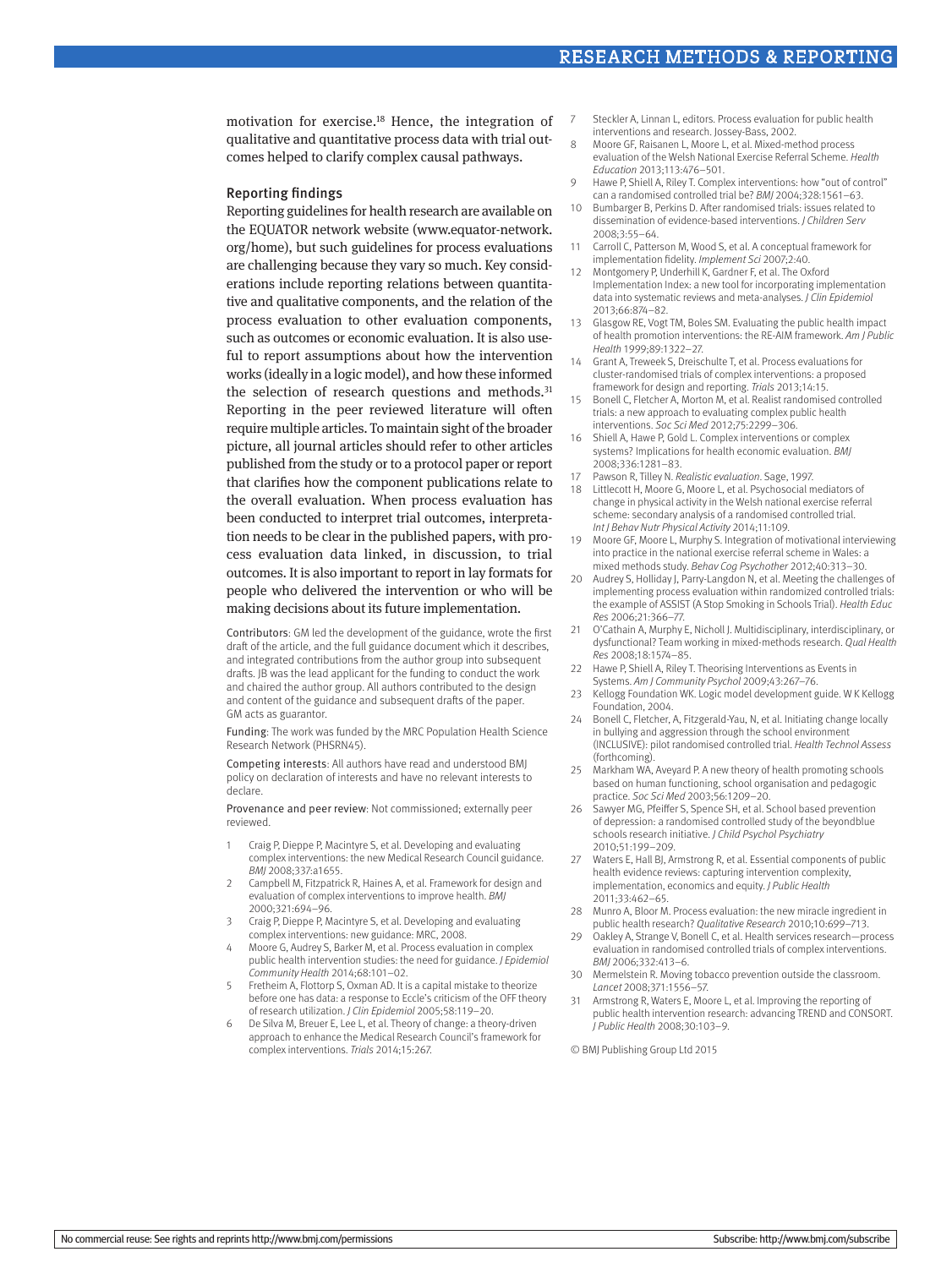motivation for exercise.[18] Hence, the integration of qualitative and quantitative process data with trial outcomes helped to clarify complex causal pathways.

## Reporting findings

Reporting guidelines for health research are available on the EQUATOR network website (www.equator-network.org/home), but such guidelines for process evaluations are challenging because they vary so much. Key considerations include reporting relations between quantitative and qualitative components, and the relation of the process evaluation to other evaluation components, such as outcomes or economic evaluation. It is also useful to report assumptions about how the intervention works (ideally in a logic model), and how these informed the selection of research questions and methods.[31] Reporting in the peer reviewed literature will often require multiple articles. To maintain sight of the broader picture, all journal articles should refer to other articles published from the study or to a protocol paper or report that clarifies how the component publications relate to the overall evaluation. When process evaluation has been conducted to interpret trial outcomes, interpretation needs to be clear in the published papers, with process evaluation data linked, in discussion, to trial outcomes. It is also important to report in lay formats for people who delivered the intervention or who will be making decisions about its future implementation.

Contributors: GM led the development of the guidance, wrote the first draft of the article, and the full guidance document which it describes, and integrated contributions from the author group into subsequent drafts. JB was the lead applicant for the funding to conduct the work and chaired the author group. All authors contributed to the design and content of the guidance and subsequent drafts of the paper. GM acts as guarantor.

Funding: The work was funded by the MRC Population Health Science Research Network (PHSRN45).

Competing interests: All authors have read and understood BMJ policy on declaration of interests and have no relevant interests to declare.

Provenance and peer review: Not commissioned; externally peer reviewed.

1. Craig P, Dieppe P, Macintyre S, et al. Developing and evaluating complex interventions: the new Medical Research Council guidance. *BMJ* 2008;337:a1655.
2. Campbell M, Fitzpatrick R, Haines A, et al. Framework for design and evaluation of complex interventions to improve health. *BMJ* 2000;321:694–96.
3. Craig P, Dieppe P, Macintyre S, et al. Developing and evaluating complex interventions: new guidance: MRC, 2008.
4. Moore G, Audrey S, Barker M, et al. Process evaluation in complex public health intervention studies: the need for guidance. *J Epidemiol Community Health* 2014;68:101–02.
5. Fretheim A, Flottorp S, Oxman AD. It is a capital mistake to theorize before one has data: a response to Eccle's criticism of the OFF theory of research utilization. *J Clin Epidemiol* 2005;58:119–20.
6. De Silva M, Breuer E, Lee L, et al. Theory of change: a theory-driven approach to enhance the Medical Research Council's framework for complex interventions. *Trials* 2014;15:267.
7. Steckler A, Linnan L, editors. Process evaluation for public health interventions and research. Jossey-Bass, 2002.
8. Moore GF, Raisanen L, Moore L, et al. Mixed-method process evaluation of the Welsh National Exercise Referral Scheme. *Health Education* 2013;113:476–501.
9. Hawe P, Shiell A, Riley T. Complex interventions: how "out of control" can a randomised controlled trial be? *BMJ* 2004;328:1561–63.
10. Bumbarger B, Perkins D. After randomised trials: issues related to dissemination of evidence-based interventions. *J Children Serv* 2008;3:55–64.
11. Carroll C, Patterson M, Wood S, et al. A conceptual framework for implementation fidelity. *Implement Sci* 2007;2:40.
12. Montgomery P, Underhill K, Gardner F, et al. The Oxford Implementation Index: a new tool for incorporating implementation data into systematic reviews and meta-analyses. *J Clin Epidemiol* 2013;66:874–82.
13. Glasgow RE, Vogt TM, Boles SM. Evaluating the public health impact of health promotion interventions: the RE-AIM framework. *Am J Public Health* 1999;89:1322–27.
14. Grant A, Treweek S, Dreischulte T, et al. Process evaluations for cluster-randomised trials of complex interventions: a proposed framework for design and reporting. *Trials* 2013;14:15.
15. Bonell C, Fletcher A, Morton M, et al. Realist randomised controlled trials: a new approach to evaluating complex public health interventions. *Soc Sci Med* 2012;75:2299–306.
16. Shiell A, Hawe P, Gold L. Complex interventions or complex systems? Implications for health economic evaluation. *BMJ* 2008;336:1281–83.
17. Pawson R, Tilley N. *Realistic evaluation*. Sage, 1997.
18. Littlecott H, Moore G, Moore L, et al. Psychosocial mediators of change in physical activity in the Welsh national exercise referral scheme: secondary analysis of a randomised controlled trial. *Int J Behav Nutr Physical Activity* 2014;11:109.
19. Moore GF, Moore L, Murphy S. Integration of motivational interviewing into practice in the national exercise referral scheme in Wales: a mixed methods study. *Behav Cog Psychother* 2012;40:313–30.
20. Audrey S, Holliday J, Parry-Langdon N, et al. Meeting the challenges of implementing process evaluation within randomized controlled trials: the example of ASSIST (A Stop Smoking in Schools Trial). *Health Educ Res* 2006;21:366–77.
21. O'Cathain A, Murphy E, Nicholl J. Multidisciplinary, interdisciplinary, or dysfunctional? Team working in mixed-methods research. *Qual Health Res* 2008;18:1574–85.
22. Hawe P, Shiell A, Riley T. Theorising Interventions as Events in Systems. *Am J Community Psychol* 2009;43:267–76.
23. Kellogg Foundation WK. Logic model development guide. W K Kellogg Foundation, 2004.
24. Bonell C, Fletcher, A, Fitzgerald-Yau, N, et al. Initiating change locally in bullying and aggression through the school environment (INCLUSIVE): pilot randomised controlled trial. *Health Technol Assess* (forthcoming).
25. Markham WA, Aveyard P. A new theory of health promoting schools based on human functioning, school organisation and pedagogic practice. *Soc Sci Med* 2003;56:1209–20.
26. Sawyer MG, Pfeiffer S, Spence SH, et al. School based prevention of depression: a randomised controlled study of the beyondblue schools research initiative. *J Child Psychol Psychiatry* 2010;51:199–209.
27. Waters E, Hall BJ, Armstrong R, et al. Essential components of public health evidence reviews: capturing intervention complexity, implementation, economics and equity. *J Public Health* 2011;33:462–65.
28. Munro A, Bloor M. Process evaluation: the new miracle ingredient in public health research? *Qualitative Research* 2010;10:699–713.
29. Oakley A, Strange V, Bonell C, et al. Health services research—process evaluation in randomised controlled trials of complex interventions. *BMJ* 2006;332:413–6.
30. Mermelstein R. Moving tobacco prevention outside the classroom. *Lancet* 2008;371:1556–57.
31. Armstrong R, Waters E, Moore L, et al. Improving the reporting of public health intervention research: advancing TREND and CONSORT. *J Public Health* 2008;30:103–9.

© BMJ Publishing Group Ltd 2015